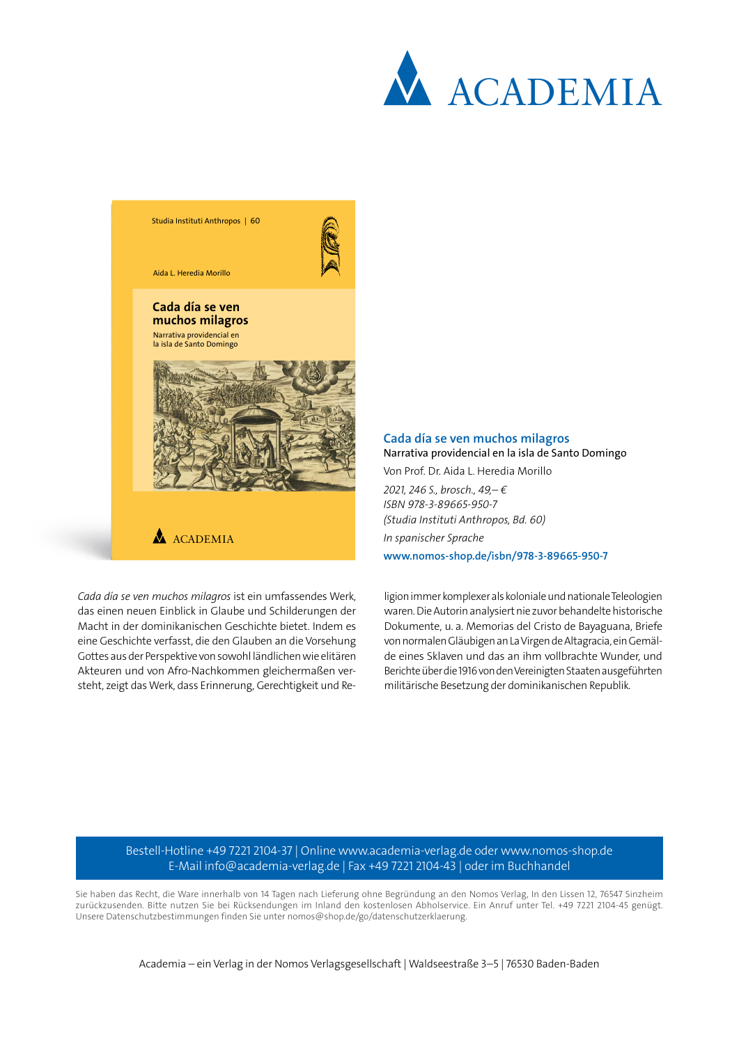ACADEMIA

Studia Instituti Anthropos | 60

Aida L. Heredia Morillo

**Cada día se ven muchos milagros**

Narrativa providencial en la isla de Santo Domingo

ACADEMIA

## Cada día se ven muchos milagros

Narrativa providencial en la isla de Santo Domingo

Von Prof. Dr. Aida L. Heredia Morillo

*2021, 246 S., brosch., 49,– €*
*ISBN 978-3-89665-950-7*
*(Studia Instituti Anthropos, Bd. 60)*

*In spanischer Sprache*

**www.nomos-shop.de/isbn/978-3-89665-950-7**

*Cada día se ven muchos milagros* ist ein umfassendes Werk, das einen neuen Einblick in Glaube und Schilderungen der Macht in der dominikanischen Geschichte bietet. Indem es eine Geschichte verfasst, die den Glauben an die Vorsehung Gottes aus der Perspektive von sowohl ländlichen wie elitären Akteuren und von Afro-Nachkommen gleichermaßen versteht, zeigt das Werk, dass Erinnerung, Gerechtigkeit und Religion immer komplexer als koloniale und nationale Teleologien waren. Die Autorin analysiert nie zuvor behandelte historische Dokumente, u. a. Memorias del Cristo de Bayaguana, Briefe von normalen Gläubigen an La Virgen de Altagracia, ein Gemälde eines Sklaven und das an ihm vollbrachte Wunder, und Berichte über die 1916 von den Vereinigten Staaten ausgeführten militärische Besetzung der dominikanischen Republik.

Bestell-Hotline +49 7221 2104-37 | Online www.academia-verlag.de oder www.nomos-shop.de
E-Mail info@academia-verlag.de | Fax +49 7221 2104-43 | oder im Buchhandel

Sie haben das Recht, die Ware innerhalb von 14 Tagen nach Lieferung ohne Begründung an den Nomos Verlag, In den Lissen 12, 76547 Sinzheim zurückzusenden. Bitte nutzen Sie bei Rücksendungen im Inland den kostenlosen Abholservice. Ein Anruf unter Tel. +49 7221 2104-45 genügt. Unsere Datenschutzbestimmungen finden Sie unter nomos@shop.de/go/datenschutzerklaerung.

Academia – ein Verlag in der Nomos Verlagsgesellschaft | Waldseestraße 3–5 | 76530 Baden-Baden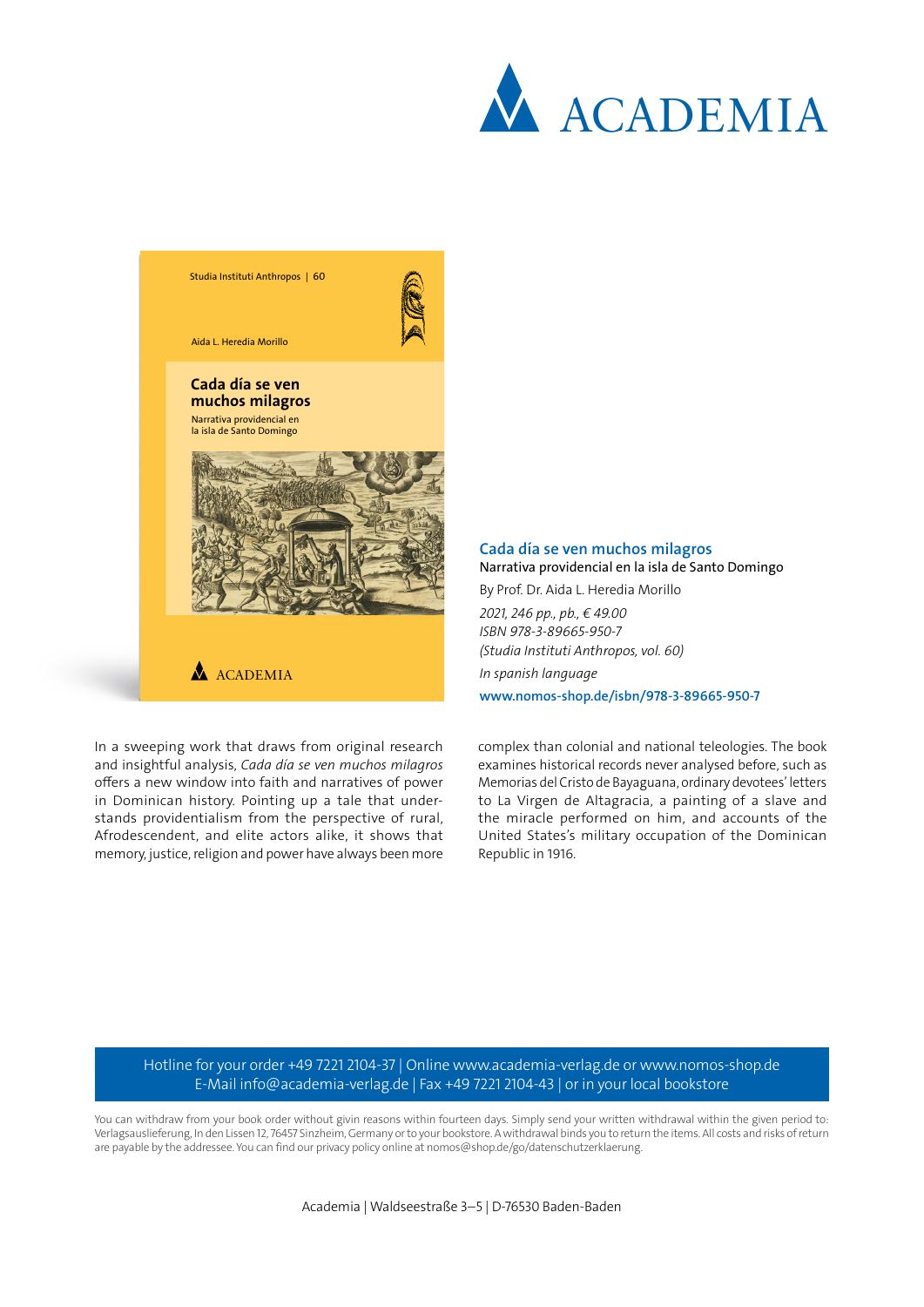# ACADEMIA

## Cada día se ven muchos milagros

Narrativa providencial en la isla de Santo Domingo

By Prof. Dr. Aida L. Heredia Morillo

*2021, 246 pp., pb., € 49.00*
*ISBN 978-3-89665-950-7*
*(Studia Instituti Anthropos, vol. 60)*
*In spanish language*

www.nomos-shop.de/isbn/978-3-89665-950-7

In a sweeping work that draws from original research and insightful analysis, *Cada día se ven muchos milagros* offers a new window into faith and narratives of power in Dominican history. Pointing up a tale that understands providentialism from the perspective of rural, Afrodescendent, and elite actors alike, it shows that memory, justice, religion and power have always been more complex than colonial and national teleologies. The book examines historical records never analysed before, such as Memorias del Cristo de Bayaguana, ordinary devotees' letters to La Virgen de Altagracia, a painting of a slave and the miracle performed on him, and accounts of the United States's military occupation of the Dominican Republic in 1916.

Hotline for your order +49 7221 2104-37 | Online www.academia-verlag.de or www.nomos-shop.de
E-Mail info@academia-verlag.de | Fax +49 7221 2104-43 | or in your local bookstore

You can withdraw from your book order without givin reasons within fourteen days. Simply send your written withdrawal within the given period to: Verlagsauslieferung, In den Lissen 12, 76457 Sinzheim, Germany or to your bookstore. A withdrawal binds you to return the items. All costs and risks of return are payable by the addressee. You can find our privacy policy online at nomos@shop.de/go/datenschutzerklaerung.

Academia | Waldseestraße 3–5 | D-76530 Baden-Baden